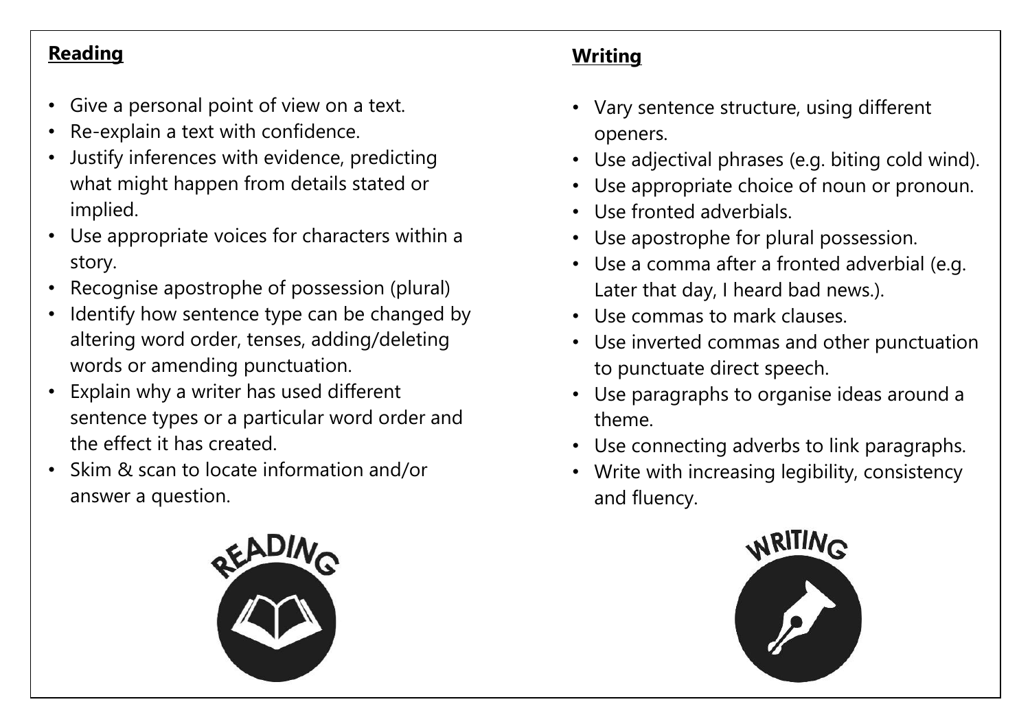## Reading

- Give a personal point of view on a text.
- Re-explain a text with confidence.
- Justify inferences with evidence, predicting what might happen from details stated or implied.
- Use appropriate voices for characters within a story.
- Recognise apostrophe of possession (plural)
- Identify how sentence type can be changed by altering word order, tenses, adding/deleting words or amending punctuation.
- Explain why a writer has used different sentence types or a particular word order and the effect it has created.
- Skim & scan to locate information and/or answer a question.

## Writing

- Vary sentence structure, using different openers.
- Use adjectival phrases (e.g. biting cold wind).
- Use appropriate choice of noun or pronoun.
- Use fronted adverbials.
- Use apostrophe for plural possession.
- Use a comma after a fronted adverbial (e.g. Later that day, I heard bad news.).
- Use commas to mark clauses.
- Use inverted commas and other punctuation to punctuate direct speech.
- Use paragraphs to organise ideas around a theme.
- Use connecting adverbs to link paragraphs.
- Write with increasing legibility, consistency and fluency.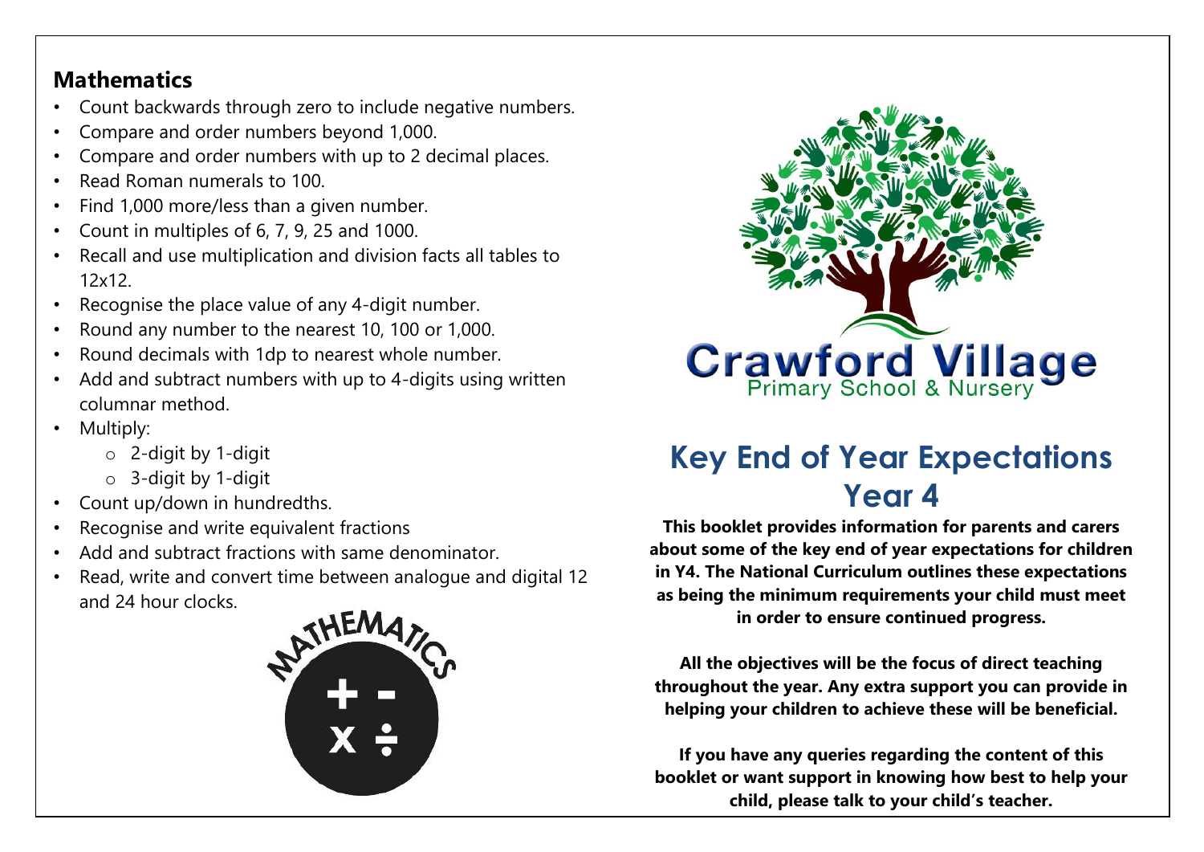## Mathematics

- Count backwards through zero to include negative numbers.
- Compare and order numbers beyond 1,000.
- Compare and order numbers with up to 2 decimal places.
- Read Roman numerals to 100.
- Find 1,000 more/less than a given number.
- Count in multiples of 6, 7, 9, 25 and 1000.
- Recall and use multiplication and division facts all tables to 12x12.
- Recognise the place value of any 4-digit number.
- Round any number to the nearest 10, 100 or 1,000.
- Round decimals with 1dp to nearest whole number.
- Add and subtract numbers with up to 4-digits using written columnar method.
- Multiply:
    - 2-digit by 1-digit
    - 3-digit by 1-digit
- Count up/down in hundredths.
- Recognise and write equivalent fractions
- Add and subtract fractions with same denominator.
- Read, write and convert time between analogue and digital 12 and 24 hour clocks.

Crawford Village
Primary School & Nursery

# Key End of Year Expectations
# Year 4

**This booklet provides information for parents and carers about some of the key end of year expectations for children in Y4. The National Curriculum outlines these expectations as being the minimum requirements your child must meet in order to ensure continued progress.**

**All the objectives will be the focus of direct teaching throughout the year. Any extra support you can provide in helping your children to achieve these will be beneficial.**

**If you have any queries regarding the content of this booklet or want support in knowing how best to help your child, please talk to your child's teacher.**